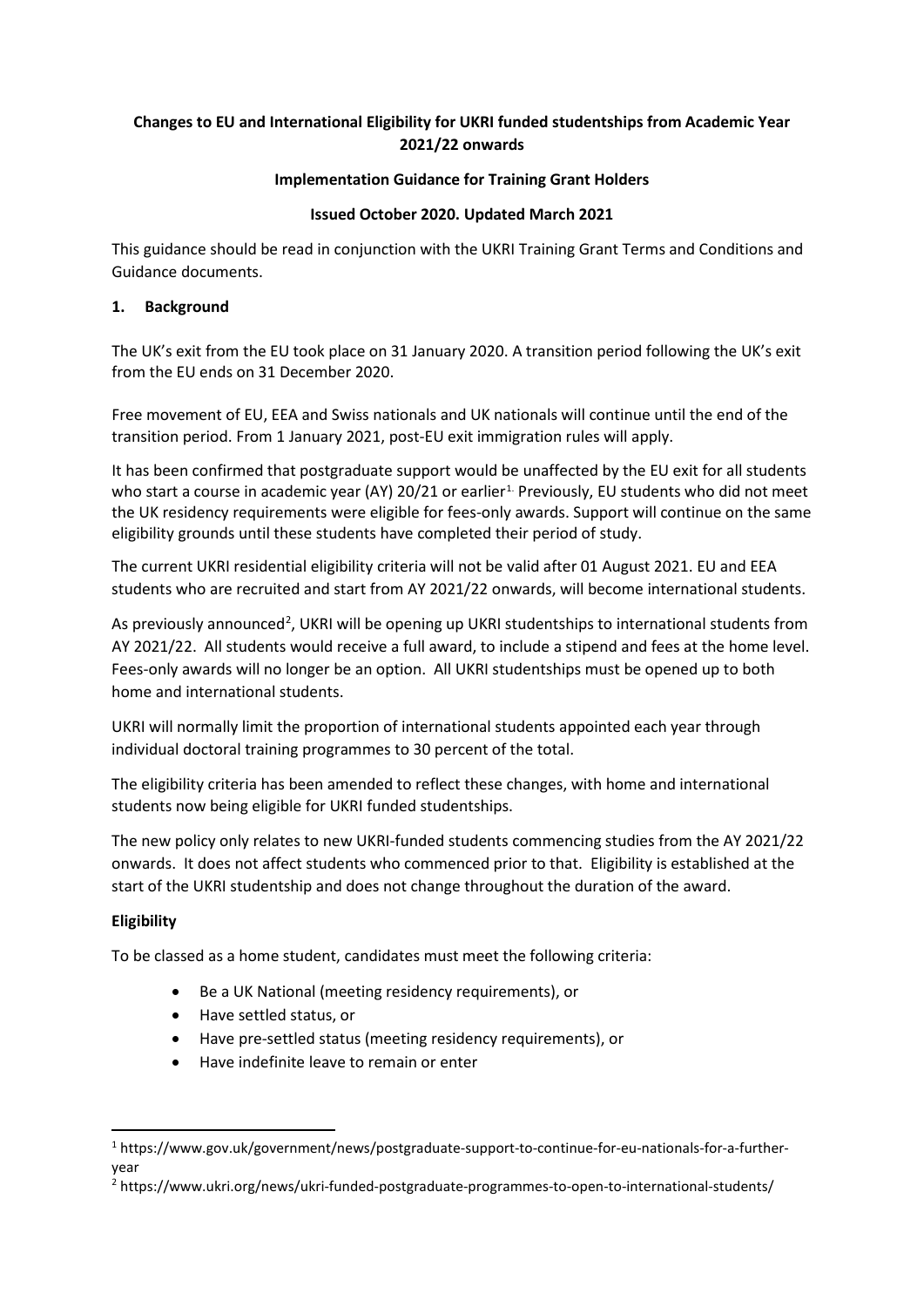**Changes to EU and International Eligibility for UKRI funded studentships from Academic Year 2021/22 onwards**

**Implementation Guidance for Training Grant Holders**

**Issued October 2020. Updated March 2021**

This guidance should be read in conjunction with the UKRI Training Grant Terms and Conditions and Guidance documents.

## 1. Background

The UK's exit from the EU took place on 31 January 2020. A transition period following the UK's exit from the EU ends on 31 December 2020.

Free movement of EU, EEA and Swiss nationals and UK nationals will continue until the end of the transition period. From 1 January 2021, post-EU exit immigration rules will apply.

It has been confirmed that postgraduate support would be unaffected by the EU exit for all students who start a course in academic year (AY) 20/21 or earlier[1]. Previously, EU students who did not meet the UK residency requirements were eligible for fees-only awards. Support will continue on the same eligibility grounds until these students have completed their period of study.

The current UKRI residential eligibility criteria will not be valid after 01 August 2021. EU and EEA students who are recruited and start from AY 2021/22 onwards, will become international students.

As previously announced[2], UKRI will be opening up UKRI studentships to international students from AY 2021/22. All students would receive a full award, to include a stipend and fees at the home level. Fees-only awards will no longer be an option. All UKRI studentships must be opened up to both home and international students.

UKRI will normally limit the proportion of international students appointed each year through individual doctoral training programmes to 30 percent of the total.

The eligibility criteria has been amended to reflect these changes, with home and international students now being eligible for UKRI funded studentships.

The new policy only relates to new UKRI-funded students commencing studies from the AY 2021/22 onwards. It does not affect students who commenced prior to that. Eligibility is established at the start of the UKRI studentship and does not change throughout the duration of the award.

**Eligibility**

To be classed as a home student, candidates must meet the following criteria:

- Be a UK National (meeting residency requirements), or
- Have settled status, or
- Have pre-settled status (meeting residency requirements), or
- Have indefinite leave to remain or enter

---

[1] https://www.gov.uk/government/news/postgraduate-support-to-continue-for-eu-nationals-for-a-further-year

[2] https://www.ukri.org/news/ukri-funded-postgraduate-programmes-to-open-to-international-students/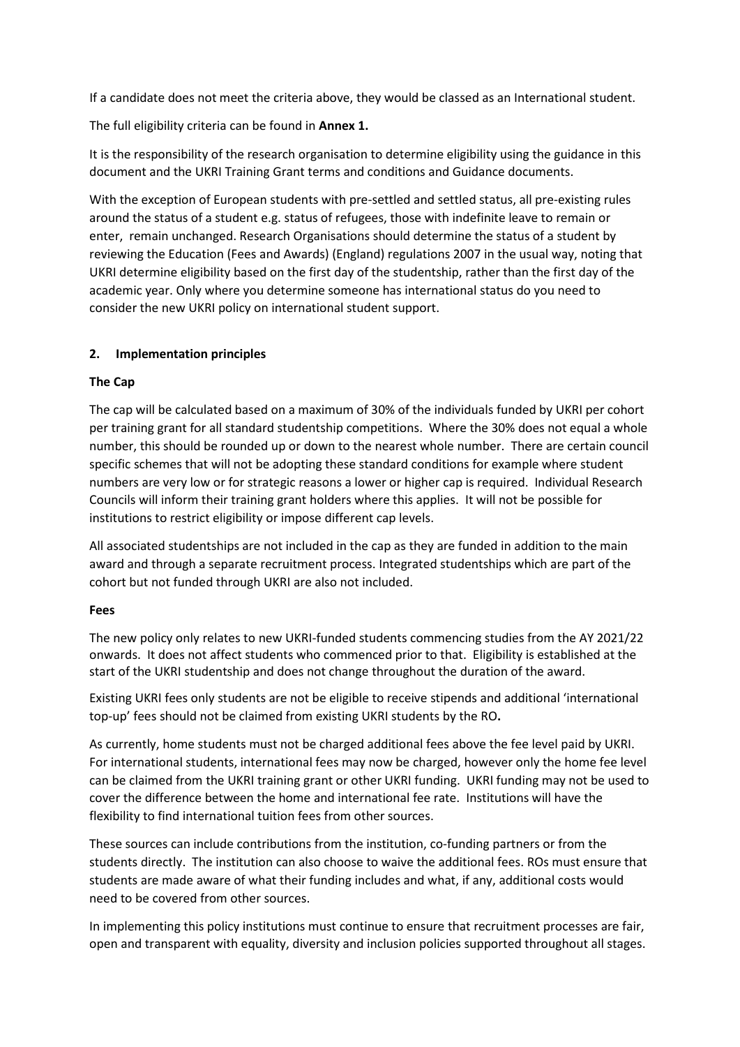If a candidate does not meet the criteria above, they would be classed as an International student.

The full eligibility criteria can be found in **Annex 1.**

It is the responsibility of the research organisation to determine eligibility using the guidance in this document and the UKRI Training Grant terms and conditions and Guidance documents.

With the exception of European students with pre-settled and settled status, all pre-existing rules around the status of a student e.g. status of refugees, those with indefinite leave to remain or enter, remain unchanged. Research Organisations should determine the status of a student by reviewing the Education (Fees and Awards) (England) regulations 2007 in the usual way, noting that UKRI determine eligibility based on the first day of the studentship, rather than the first day of the academic year. Only where you determine someone has international status do you need to consider the new UKRI policy on international student support.

## 2. Implementation principles

### The Cap

The cap will be calculated based on a maximum of 30% of the individuals funded by UKRI per cohort per training grant for all standard studentship competitions. Where the 30% does not equal a whole number, this should be rounded up or down to the nearest whole number. There are certain council specific schemes that will not be adopting these standard conditions for example where student numbers are very low or for strategic reasons a lower or higher cap is required. Individual Research Councils will inform their training grant holders where this applies. It will not be possible for institutions to restrict eligibility or impose different cap levels.

All associated studentships are not included in the cap as they are funded in addition to the main award and through a separate recruitment process. Integrated studentships which are part of the cohort but not funded through UKRI are also not included.

### Fees

The new policy only relates to new UKRI-funded students commencing studies from the AY 2021/22 onwards. It does not affect students who commenced prior to that. Eligibility is established at the start of the UKRI studentship and does not change throughout the duration of the award.

Existing UKRI fees only students are not be eligible to receive stipends and additional 'international top-up' fees should not be claimed from existing UKRI students by the RO**.**

As currently, home students must not be charged additional fees above the fee level paid by UKRI. For international students, international fees may now be charged, however only the home fee level can be claimed from the UKRI training grant or other UKRI funding. UKRI funding may not be used to cover the difference between the home and international fee rate. Institutions will have the flexibility to find international tuition fees from other sources.

These sources can include contributions from the institution, co-funding partners or from the students directly. The institution can also choose to waive the additional fees. ROs must ensure that students are made aware of what their funding includes and what, if any, additional costs would need to be covered from other sources.

In implementing this policy institutions must continue to ensure that recruitment processes are fair, open and transparent with equality, diversity and inclusion policies supported throughout all stages.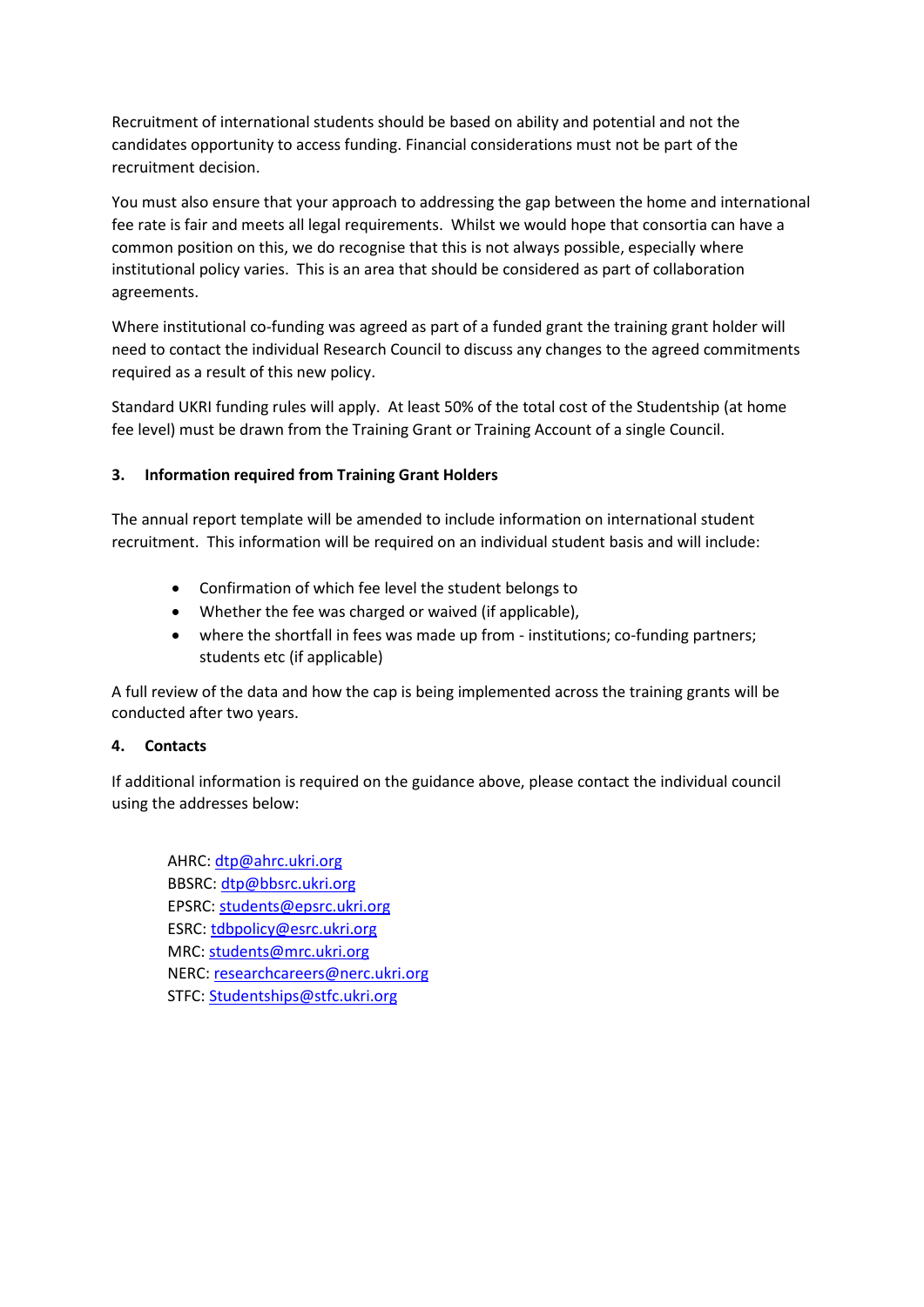Recruitment of international students should be based on ability and potential and not the candidates opportunity to access funding. Financial considerations must not be part of the recruitment decision.

You must also ensure that your approach to addressing the gap between the home and international fee rate is fair and meets all legal requirements. Whilst we would hope that consortia can have a common position on this, we do recognise that this is not always possible, especially where institutional policy varies. This is an area that should be considered as part of collaboration agreements.

Where institutional co-funding was agreed as part of a funded grant the training grant holder will need to contact the individual Research Council to discuss any changes to the agreed commitments required as a result of this new policy.

Standard UKRI funding rules will apply. At least 50% of the total cost of the Studentship (at home fee level) must be drawn from the Training Grant or Training Account of a single Council.

## 3. Information required from Training Grant Holders

The annual report template will be amended to include information on international student recruitment. This information will be required on an individual student basis and will include:

- Confirmation of which fee level the student belongs to
- Whether the fee was charged or waived (if applicable),
- where the shortfall in fees was made up from - institutions; co-funding partners; students etc (if applicable)

A full review of the data and how the cap is being implemented across the training grants will be conducted after two years.

## 4. Contacts

If additional information is required on the guidance above, please contact the individual council using the addresses below:

AHRC: dtp@ahrc.ukri.org
BBSRC: dtp@bbsrc.ukri.org
EPSRC: students@epsrc.ukri.org
ESRC: tdbpolicy@esrc.ukri.org
MRC: students@mrc.ukri.org
NERC: researchcareers@nerc.ukri.org
STFC: Studentships@stfc.ukri.org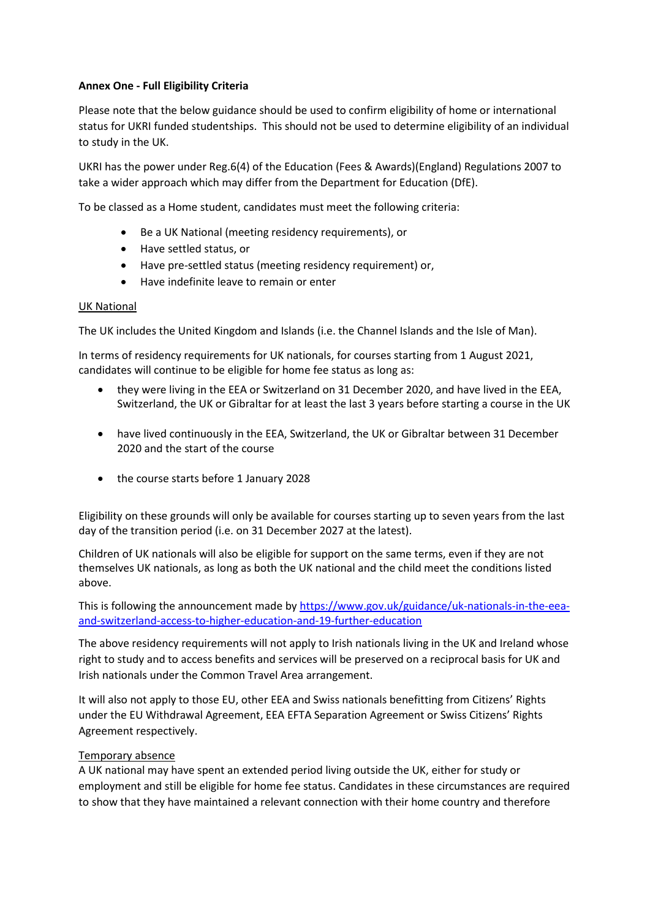**Annex One - Full Eligibility Criteria**

Please note that the below guidance should be used to confirm eligibility of home or international status for UKRI funded studentships. This should not be used to determine eligibility of an individual to study in the UK.

UKRI has the power under Reg.6(4) of the Education (Fees & Awards)(England) Regulations 2007 to take a wider approach which may differ from the Department for Education (DfE).

To be classed as a Home student, candidates must meet the following criteria:

- Be a UK National (meeting residency requirements), or
- Have settled status, or
- Have pre-settled status (meeting residency requirement) or,
- Have indefinite leave to remain or enter

<u>UK National</u>

The UK includes the United Kingdom and Islands (i.e. the Channel Islands and the Isle of Man).

In terms of residency requirements for UK nationals, for courses starting from 1 August 2021, candidates will continue to be eligible for home fee status as long as:

- they were living in the EEA or Switzerland on 31 December 2020, and have lived in the EEA, Switzerland, the UK or Gibraltar for at least the last 3 years before starting a course in the UK
- have lived continuously in the EEA, Switzerland, the UK or Gibraltar between 31 December 2020 and the start of the course
- the course starts before 1 January 2028

Eligibility on these grounds will only be available for courses starting up to seven years from the last day of the transition period (i.e. on 31 December 2027 at the latest).

Children of UK nationals will also be eligible for support on the same terms, even if they are not themselves UK nationals, as long as both the UK national and the child meet the conditions listed above.

This is following the announcement made by [https://www.gov.uk/guidance/uk-nationals-in-the-eea-and-switzerland-access-to-higher-education-and-19-further-education](https://www.gov.uk/guidance/uk-nationals-in-the-eea-and-switzerland-access-to-higher-education-and-19-further-education)

The above residency requirements will not apply to Irish nationals living in the UK and Ireland whose right to study and to access benefits and services will be preserved on a reciprocal basis for UK and Irish nationals under the Common Travel Area arrangement.

It will also not apply to those EU, other EEA and Swiss nationals benefitting from Citizens' Rights under the EU Withdrawal Agreement, EEA EFTA Separation Agreement or Swiss Citizens' Rights Agreement respectively.

<u>Temporary absence</u>

A UK national may have spent an extended period living outside the UK, either for study or employment and still be eligible for home fee status. Candidates in these circumstances are required to show that they have maintained a relevant connection with their home country and therefore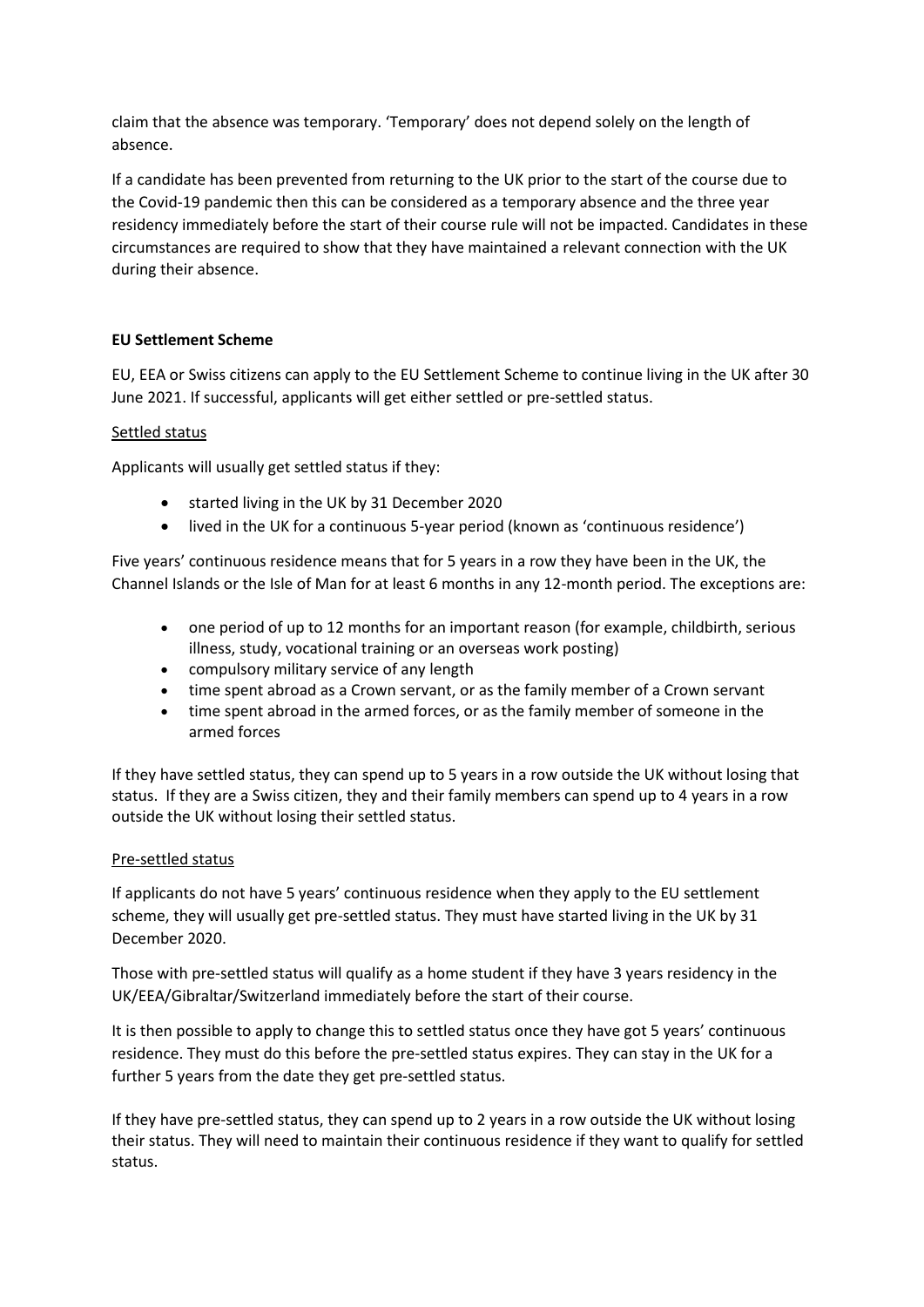claim that the absence was temporary. 'Temporary' does not depend solely on the length of absence.

If a candidate has been prevented from returning to the UK prior to the start of the course due to the Covid-19 pandemic then this can be considered as a temporary absence and the three year residency immediately before the start of their course rule will not be impacted. Candidates in these circumstances are required to show that they have maintained a relevant connection with the UK during their absence.

**EU Settlement Scheme**

EU, EEA or Swiss citizens can apply to the EU Settlement Scheme to continue living in the UK after 30 June 2021. If successful, applicants will get either settled or pre-settled status.

<u>Settled status</u>

Applicants will usually get settled status if they:

- started living in the UK by 31 December 2020
- lived in the UK for a continuous 5-year period (known as 'continuous residence')

Five years' continuous residence means that for 5 years in a row they have been in the UK, the Channel Islands or the Isle of Man for at least 6 months in any 12-month period. The exceptions are:

- one period of up to 12 months for an important reason (for example, childbirth, serious illness, study, vocational training or an overseas work posting)
- compulsory military service of any length
- time spent abroad as a Crown servant, or as the family member of a Crown servant
- time spent abroad in the armed forces, or as the family member of someone in the armed forces

If they have settled status, they can spend up to 5 years in a row outside the UK without losing that status. If they are a Swiss citizen, they and their family members can spend up to 4 years in a row outside the UK without losing their settled status.

<u>Pre-settled status</u>

If applicants do not have 5 years' continuous residence when they apply to the EU settlement scheme, they will usually get pre-settled status. They must have started living in the UK by 31 December 2020.

Those with pre-settled status will qualify as a home student if they have 3 years residency in the UK/EEA/Gibraltar/Switzerland immediately before the start of their course.

It is then possible to apply to change this to settled status once they have got 5 years' continuous residence. They must do this before the pre-settled status expires. They can stay in the UK for a further 5 years from the date they get pre-settled status.

If they have pre-settled status, they can spend up to 2 years in a row outside the UK without losing their status. They will need to maintain their continuous residence if they want to qualify for settled status.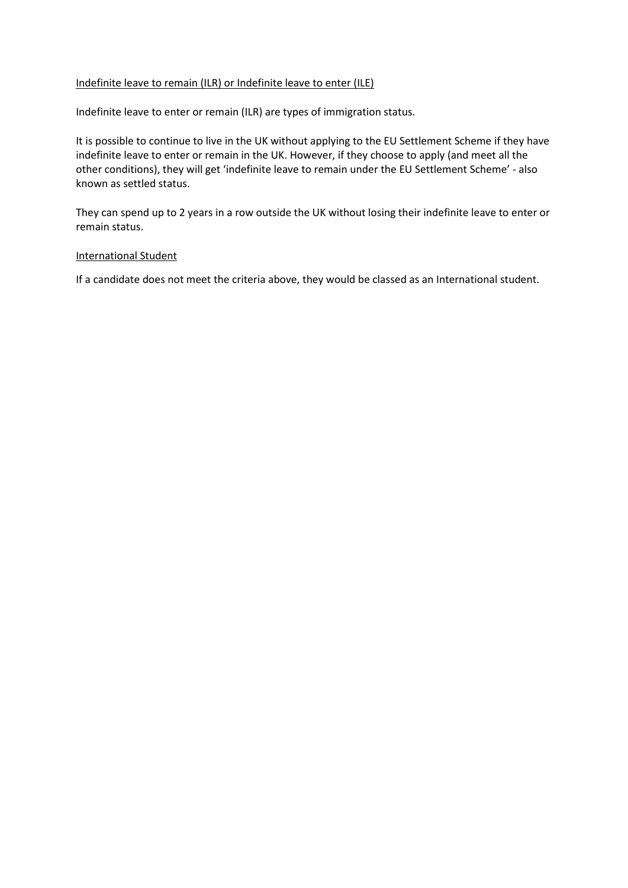## Indefinite leave to remain (ILR) or Indefinite leave to enter (ILE)

Indefinite leave to enter or remain (ILR) are types of immigration status.

It is possible to continue to live in the UK without applying to the EU Settlement Scheme if they have indefinite leave to enter or remain in the UK. However, if they choose to apply (and meet all the other conditions), they will get 'indefinite leave to remain under the EU Settlement Scheme' - also known as settled status.

They can spend up to 2 years in a row outside the UK without losing their indefinite leave to enter or remain status.

## International Student

If a candidate does not meet the criteria above, they would be classed as an International student.